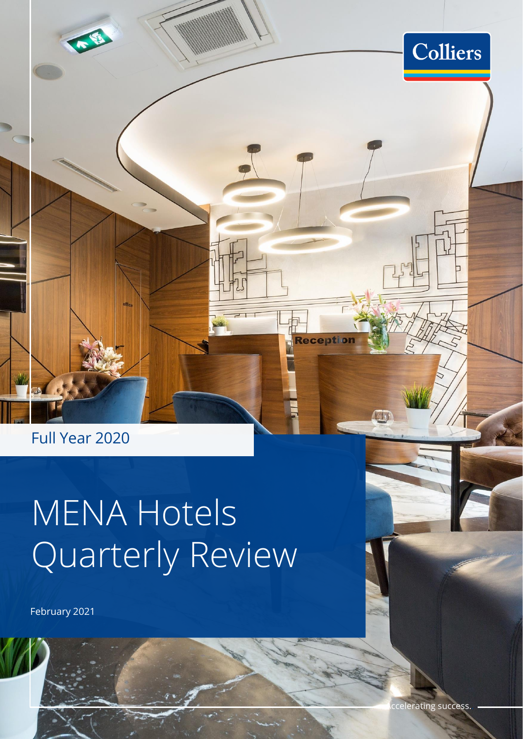Full Year 2020

# MENA Hotels Quarterly Review

February 2021

Accelerating success.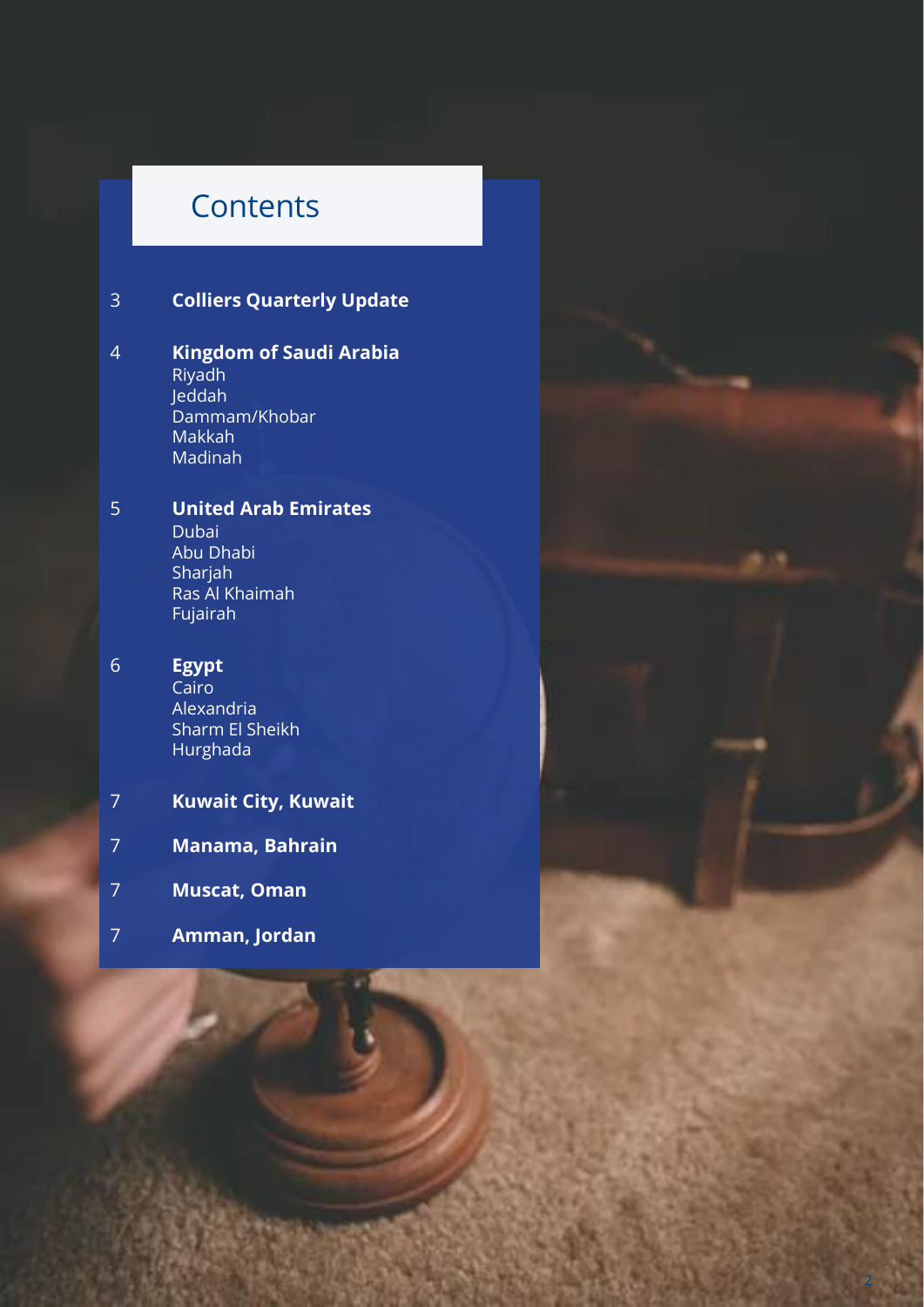# Contents

3 **Colliers Quarterly Update**

4 **Kingdom of Saudi Arabia**
Riyadh
Jeddah
Dammam/Khobar
Makkah
Madinah

5 **United Arab Emirates**
Dubai
Abu Dhabi
Sharjah
Ras Al Khaimah
Fujairah

6 **Egypt**
Cairo
Alexandria
Sharm El Sheikh
Hurghada

7 **Kuwait City, Kuwait**

7 **Manama, Bahrain**

7 **Muscat, Oman**

7 **Amman, Jordan**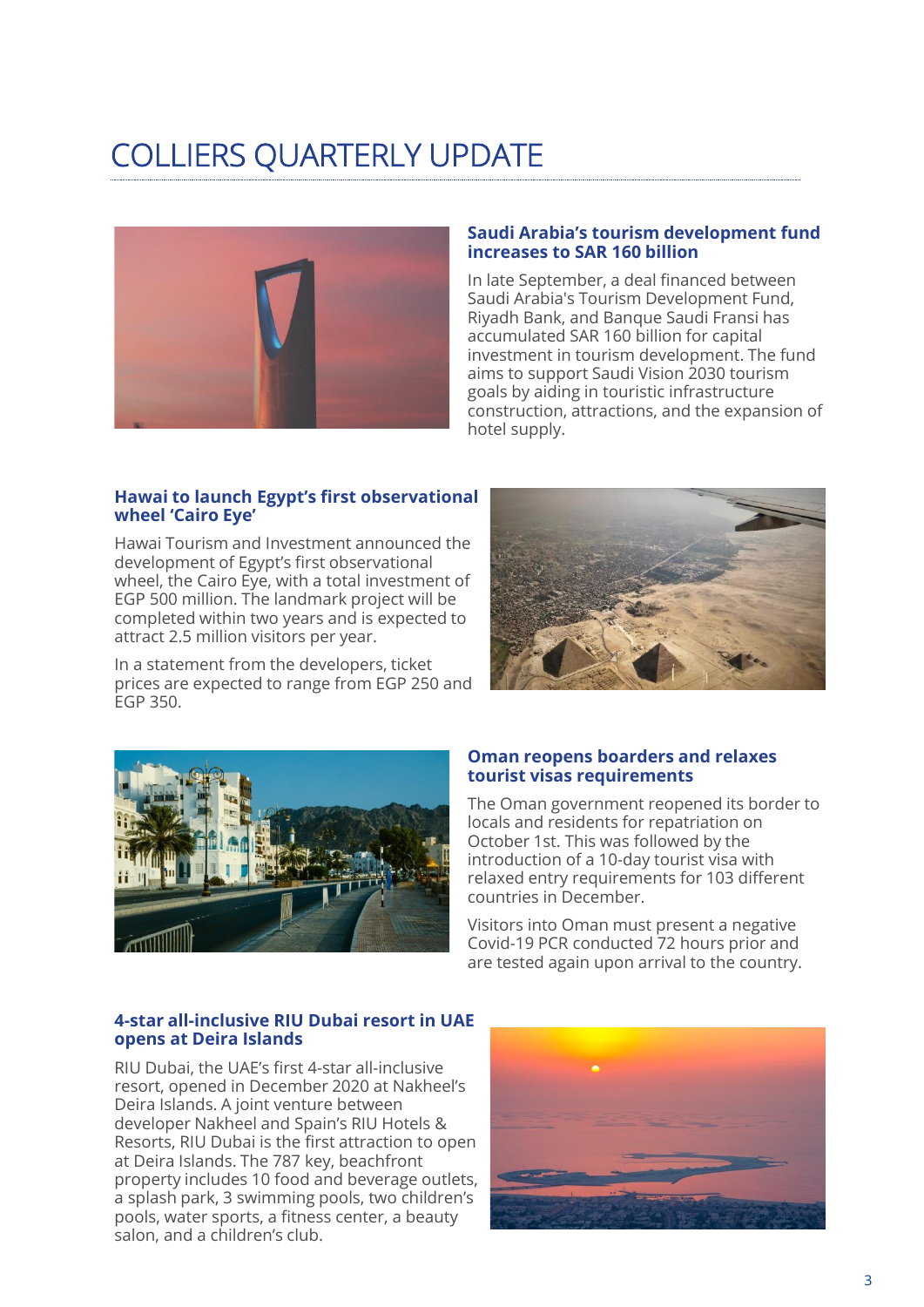# COLLIERS QUARTERLY UPDATE

### Saudi Arabia's tourism development fund increases to SAR 160 billion

In late September, a deal financed between Saudi Arabia's Tourism Development Fund, Riyadh Bank, and Banque Saudi Fransi has accumulated SAR 160 billion for capital investment in tourism development. The fund aims to support Saudi Vision 2030 tourism goals by aiding in touristic infrastructure construction, attractions, and the expansion of hotel supply.

### Hawai to launch Egypt's first observational wheel 'Cairo Eye'

Hawai Tourism and Investment announced the development of Egypt's first observational wheel, the Cairo Eye, with a total investment of EGP 500 million. The landmark project will be completed within two years and is expected to attract 2.5 million visitors per year.

In a statement from the developers, ticket prices are expected to range from EGP 250 and EGP 350.

### Oman reopens boarders and relaxes tourist visas requirements

The Oman government reopened its border to locals and residents for repatriation on October 1st. This was followed by the introduction of a 10-day tourist visa with relaxed entry requirements for 103 different countries in December.

Visitors into Oman must present a negative Covid-19 PCR conducted 72 hours prior and are tested again upon arrival to the country.

### 4-star all-inclusive RIU Dubai resort in UAE opens at Deira Islands

RIU Dubai, the UAE's first 4-star all-inclusive resort, opened in December 2020 at Nakheel's Deira Islands. A joint venture between developer Nakheel and Spain's RIU Hotels & Resorts, RIU Dubai is the first attraction to open at Deira Islands. The 787 key, beachfront property includes 10 food and beverage outlets, a splash park, 3 swimming pools, two children's pools, water sports, a fitness center, a beauty salon, and a children's club.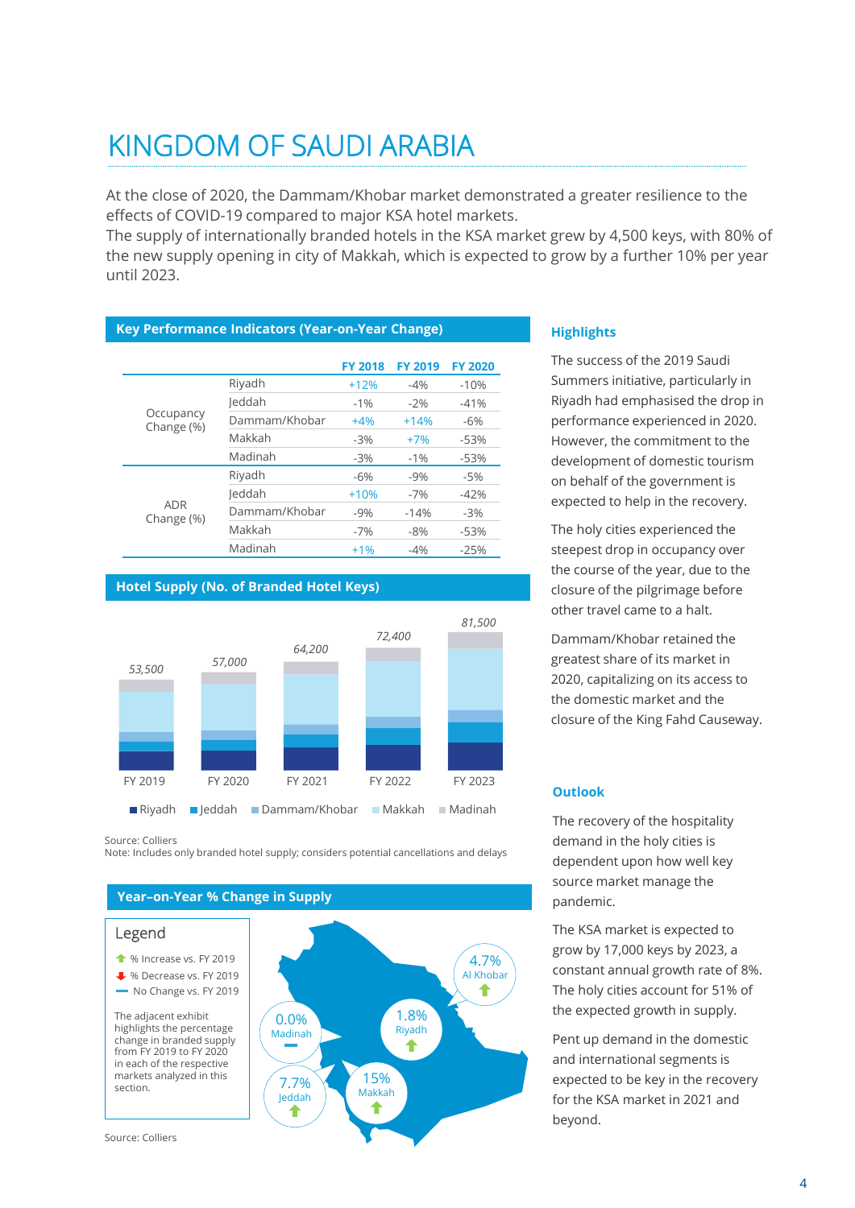# KINGDOM OF SAUDI ARABIA

At the close of 2020, the Dammam/Khobar market demonstrated a greater resilience to the effects of COVID-19 compared to major KSA hotel markets.
The supply of internationally branded hotels in the KSA market grew by 4,500 keys, with 80% of the new supply opening in city of Makkah, which is expected to grow by a further 10% per year until 2023.

## Key Performance Indicators (Year-on-Year Change)

| | | FY 2018 | FY 2019 | FY 2020 |
|---|---|---|---|---|
| Occupancy Change (%) | Riyadh | +12% | -4% | -10% |
| | Jeddah | -1% | -2% | -41% |
| | Dammam/Khobar | +4% | +14% | -6% |
| | Makkah | -3% | +7% | -53% |
| | Madinah | -3% | -1% | -53% |
| ADR Change (%) | Riyadh | -6% | -9% | -5% |
| | Jeddah | +10% | -7% | -42% |
| | Dammam/Khobar | -9% | -14% | -3% |
| | Makkah | -7% | -8% | -53% |
| | Madinah | +1% | -4% | -25% |

## Hotel Supply (No. of Branded Hotel Keys)

| | FY 2019 | FY 2020 | FY 2021 | FY 2022 | FY 2023 |
|---|---|---|---|---|---|
| Total | 53,500 | 57,000 | 64,200 | 72,400 | 81,500 |

Riyadh, Jeddah, Dammam/Khobar, Makkah, Madinah

Source: Colliers
Note: Includes only branded hotel supply; considers potential cancellations and delays

## Year-on-Year % Change in Supply

Legend
- % Increase vs. FY 2019
- % Decrease vs. FY 2019
- No Change vs. FY 2019

The adjacent exhibit highlights the percentage change in branded supply from FY 2019 to FY 2020 in each of the respective markets analyzed in this section.

- Al Khobar: 4.7% (increase)
- Riyadh: 1.8% (increase)
- Madinah: 0.0% (no change)
- Jeddah: 7.7% (increase)
- Makkah: 15% (increase)

Source: Colliers

### Highlights

The success of the 2019 Saudi Summers initiative, particularly in Riyadh had emphasised the drop in performance experienced in 2020. However, the commitment to the development of domestic tourism on behalf of the government is expected to help in the recovery.

The holy cities experienced the steepest drop in occupancy over the course of the year, due to the closure of the pilgrimage before other travel came to a halt.

Dammam/Khobar retained the greatest share of its market in 2020, capitalizing on its access to the domestic market and the closure of the King Fahd Causeway.

### Outlook

The recovery of the hospitality demand in the holy cities is dependent upon how well key source market manage the pandemic.

The KSA market is expected to grow by 17,000 keys by 2023, a constant annual growth rate of 8%. The holy cities account for 51% of the expected growth in supply.

Pent up demand in the domestic and international segments is expected to be key in the recovery for the KSA market in 2021 and beyond.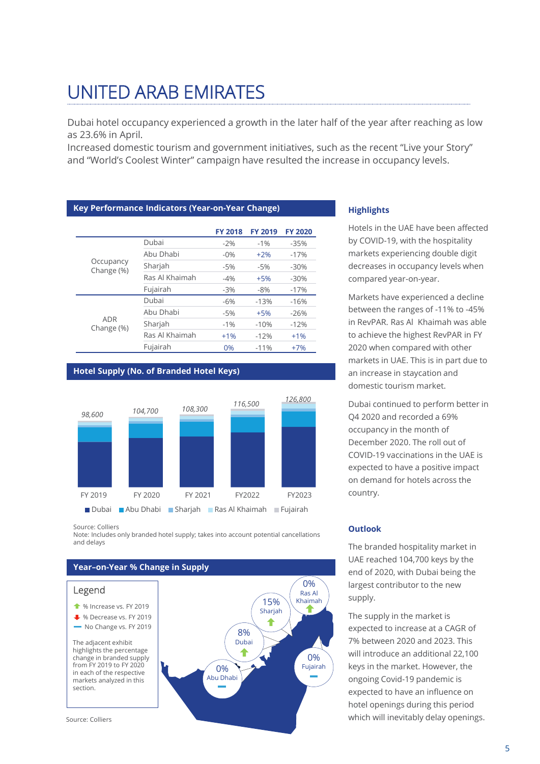# UNITED ARAB EMIRATES

Dubai hotel occupancy experienced a growth in the later half of the year after reaching as low as 23.6% in April.
Increased domestic tourism and government initiatives, such as the recent "Live your Story" and "World's Coolest Winter" campaign have resulted the increase in occupancy levels.

### Key Performance Indicators (Year-on-Year Change)

| | | FY 2018 | FY 2019 | FY 2020 |
|---|---|---|---|---|
| Occupancy Change (%) | Dubai | -2% | -1% | -35% |
| | Abu Dhabi | -0% | +2% | -17% |
| | Sharjah | -5% | -5% | -30% |
| | Ras Al Khaimah | -4% | +5% | -30% |
| | Fujairah | -3% | -8% | -17% |
| ADR Change (%) | Dubai | -6% | -13% | -16% |
| | Abu Dhabi | -5% | +5% | -26% |
| | Sharjah | -1% | -10% | -12% |
| | Ras Al Khaimah | +1% | -12% | +1% |
| | Fujairah | 0% | -11% | +7% |

### Hotel Supply (No. of Branded Hotel Keys)

| | FY 2019 | FY 2020 | FY 2021 | FY2022 | FY2023 |
|---|---|---|---|---|---|
| Total | 98,600 | 104,700 | 108,300 | 116,500 | 126,800 |

Dubai | Abu Dhabi | Sharjah | Ras Al Khaimah | Fujairah

Source: Colliers
Note: Includes only branded hotel supply; takes into account potential cancellations and delays

### Year-on-Year % Change in Supply

**Legend**

- % Increase vs. FY 2019
- % Decrease vs. FY 2019
- No Change vs. FY 2019

The adjacent exhibit highlights the percentage change in branded supply from FY 2019 to FY 2020 in each of the respective markets analyzed in this section.

| Market | Change |
|---|---|
| Ras Al Khaimah | 0% |
| Sharjah | 15% |
| Dubai | 8% |
| Fujairah | 0% |
| Abu Dhabi | 0% |

Source: Colliers

### Highlights

Hotels in the UAE have been affected by COVID-19, with the hospitality markets experiencing double digit decreases in occupancy levels when compared year-on-year.

Markets have experienced a decline between the ranges of -11% to -45% in RevPAR. Ras Al Khaimah was able to achieve the highest RevPAR in FY 2020 when compared with other markets in UAE. This is in part due to an increase in staycation and domestic tourism market.

Dubai continued to perform better in Q4 2020 and recorded a 69% occupancy in the month of December 2020. The roll out of COVID-19 vaccinations in the UAE is expected to have a positive impact on demand for hotels across the country.

### Outlook

The branded hospitality market in UAE reached 104,700 keys by the end of 2020, with Dubai being the largest contributor to the new supply.

The supply in the market is expected to increase at a CAGR of 7% between 2020 and 2023. This will introduce an additional 22,100 keys in the market. However, the ongoing Covid-19 pandemic is expected to have an influence on hotel openings during this period which will inevitably delay openings.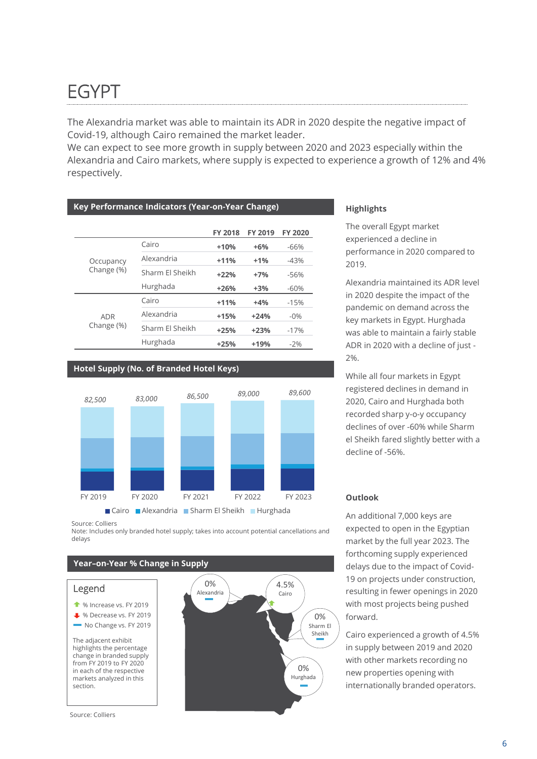# EGYPT

The Alexandria market was able to maintain its ADR in 2020 despite the negative impact of Covid-19, although Cairo remained the market leader.
We can expect to see more growth in supply between 2020 and 2023 especially within the Alexandria and Cairo markets, where supply is expected to experience a growth of 12% and 4% respectively.

## Key Performance Indicators (Year-on-Year Change)

| | | FY 2018 | FY 2019 | FY 2020 |
|---|---|---|---|---|
| Occupancy Change (%) | Cairo | **+10%** | **+6%** | -66% |
| | Alexandria | **+11%** | **+1%** | -43% |
| | Sharm El Sheikh | **+22%** | **+7%** | -56% |
| | Hurghada | **+26%** | **+3%** | -60% |
| ADR Change (%) | Cairo | **+11%** | **+4%** | -15% |
| | Alexandria | **+15%** | **+24%** | -0% |
| | Sharm El Sheikh | **+25%** | **+23%** | -17% |
| | Hurghada | **+25%** | **+19%** | -2% |

## Hotel Supply (No. of Branded Hotel Keys)

| | FY 2019 | FY 2020 | FY 2021 | FY 2022 | FY 2023 |
|---|---|---|---|---|---|
| Total | 82,500 | 83,000 | 86,500 | 89,000 | 89,600 |

Cairo · Alexandria · Sharm El Sheikh · Hurghada

Source: Colliers
Note: Includes only branded hotel supply; takes into account potential cancellations and delays

## Year-on-Year % Change in Supply

**Legend**

- % Increase vs. FY 2019
- % Decrease vs. FY 2019
- No Change vs. FY 2019

The adjacent exhibit highlights the percentage change in branded supply from FY 2019 to FY 2020 in each of the respective markets analyzed in this section.

| Market | Change |
|---|---|
| Alexandria | 0% |
| Cairo | 4.5% |
| Sharm El Sheikh | 0% |
| Hurghada | 0% |

Source: Colliers

### Highlights

The overall Egypt market experienced a decline in performance in 2020 compared to 2019.

Alexandria maintained its ADR level in 2020 despite the impact of the pandemic on demand across the key markets in Egypt. Hurghada was able to maintain a fairly stable ADR in 2020 with a decline of just -2%.

While all four markets in Egypt registered declines in demand in 2020, Cairo and Hurghada both recorded sharp y-o-y occupancy declines of over -60% while Sharm el Sheikh fared slightly better with a decline of -56%.

### Outlook

An additional 7,000 keys are expected to open in the Egyptian market by the full year 2023. The forthcoming supply experienced delays due to the impact of Covid-19 on projects under construction, resulting in fewer openings in 2020 with most projects being pushed forward.

Cairo experienced a growth of 4.5% in supply between 2019 and 2020 with other markets recording no new properties opening with internationally branded operators.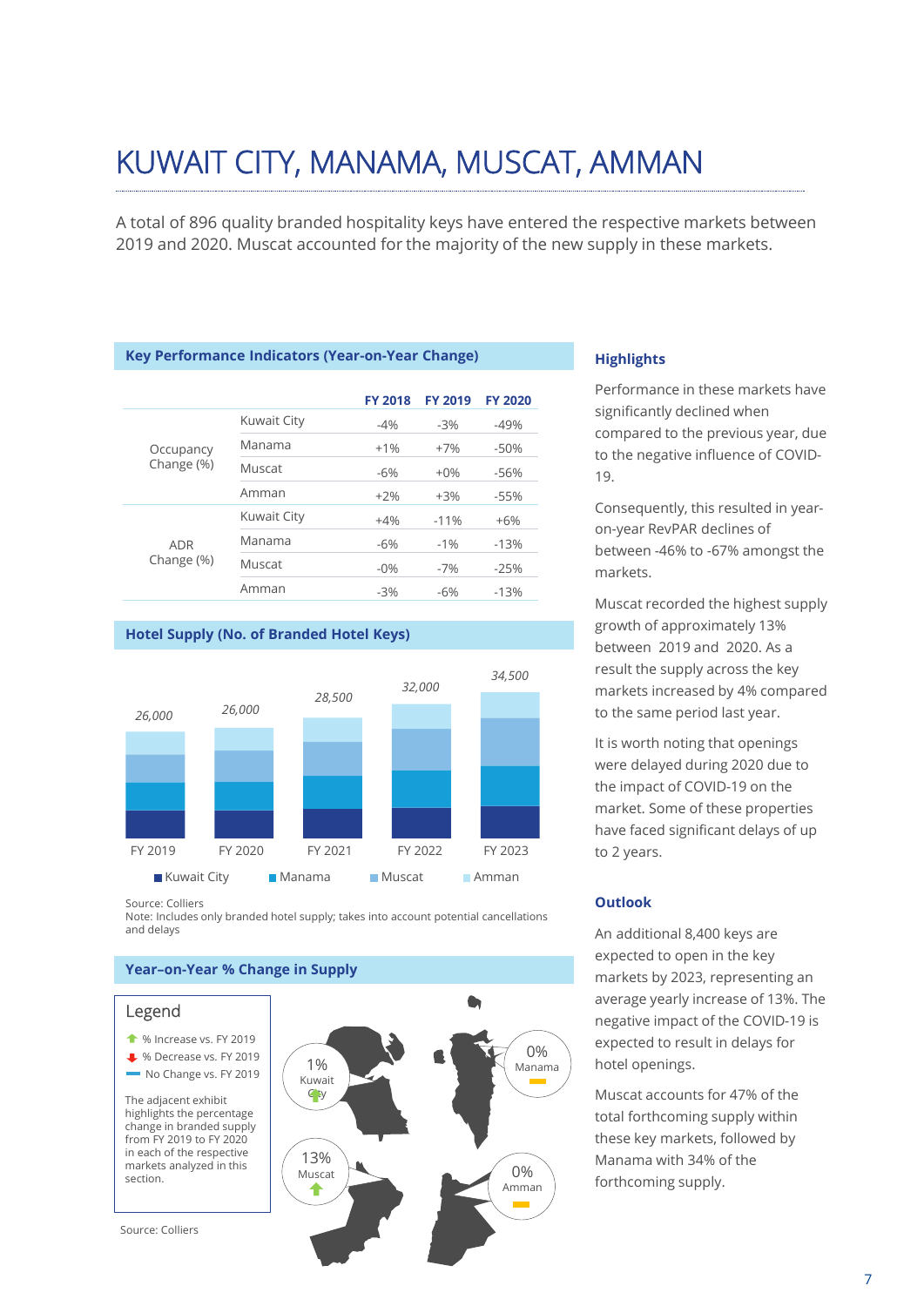# KUWAIT CITY, MANAMA, MUSCAT, AMMAN

A total of 896 quality branded hospitality keys have entered the respective markets between 2019 and 2020. Muscat accounted for the majority of the new supply in these markets.

### Key Performance Indicators (Year-on-Year Change)

| | | FY 2018 | FY 2019 | FY 2020 |
|---|---|---|---|---|
| Occupancy Change (%) | Kuwait City | -4% | -3% | -49% |
| | Manama | +1% | +7% | -50% |
| | Muscat | -6% | +0% | -56% |
| | Amman | +2% | +3% | -55% |
| ADR Change (%) | Kuwait City | +4% | -11% | +6% |
| | Manama | -6% | -1% | -13% |
| | Muscat | -0% | -7% | -25% |
| | Amman | -3% | -6% | -13% |

### Hotel Supply (No. of Branded Hotel Keys)

| | FY 2019 | FY 2020 | FY 2021 | FY 2022 | FY 2023 |
|---|---|---|---|---|---|
| Total | 26,000 | 26,000 | 28,500 | 32,000 | 34,500 |

Kuwait City, Manama, Muscat, Amman

Source: Colliers
Note: Includes only branded hotel supply; takes into account potential cancellations and delays

### Year–on-Year % Change in Supply

**Legend**

- % Increase vs. FY 2019
- % Decrease vs. FY 2019
- No Change vs. FY 2019

The adjacent exhibit highlights the percentage change in branded supply from FY 2019 to FY 2020 in each of the respective markets analyzed in this section.

- 1% Kuwait City (increase)
- 0% Manama (no change)
- 13% Muscat (increase)
- 0% Amman (no change)

Source: Colliers

### Highlights

Performance in these markets have significantly declined when compared to the previous year, due to the negative influence of COVID-19.

Consequently, this resulted in year-on-year RevPAR declines of between -46% to -67% amongst the markets.

Muscat recorded the highest supply growth of approximately 13% between 2019 and 2020. As a result the supply across the key markets increased by 4% compared to the same period last year.

It is worth noting that openings were delayed during 2020 due to the impact of COVID-19 on the market. Some of these properties have faced significant delays of up to 2 years.

### Outlook

An additional 8,400 keys are expected to open in the key markets by 2023, representing an average yearly increase of 13%. The negative impact of the COVID-19 is expected to result in delays for hotel openings.

Muscat accounts for 47% of the total forthcoming supply within these key markets, followed by Manama with 34% of the forthcoming supply.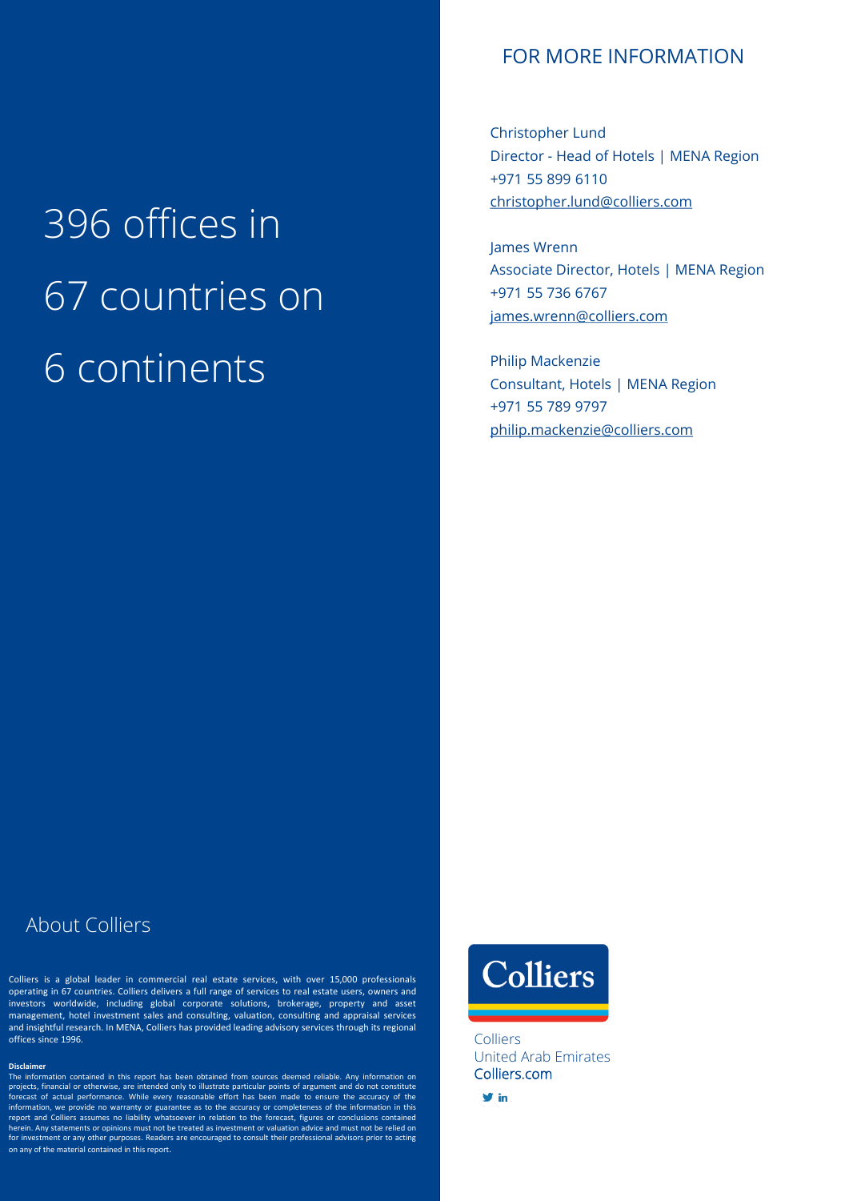396 offices in 67 countries on 6 continents

## FOR MORE INFORMATION

Christopher Lund
Director - Head of Hotels | MENA Region
+971 55 899 6110
christopher.lund@colliers.com

James Wrenn
Associate Director, Hotels | MENA Region
+971 55 736 6767
james.wrenn@colliers.com

Philip Mackenzie
Consultant, Hotels | MENA Region
+971 55 789 9797
philip.mackenzie@colliers.com

## About Colliers

Colliers is a global leader in commercial real estate services, with over 15,000 professionals operating in 67 countries. Colliers delivers a full range of services to real estate users, owners and investors worldwide, including global corporate solutions, brokerage, property and asset management, hotel investment sales and consulting, valuation, consulting and appraisal services and insightful research. In MENA, Colliers has provided leading advisory services through its regional offices since 1996.

**Disclaimer**
The information contained in this report has been obtained from sources deemed reliable. Any information on projects, financial or otherwise, are intended only to illustrate particular points of argument and do not constitute forecast of actual performance. While every reasonable effort has been made to ensure the accuracy of the information, we provide no warranty or guarantee as to the accuracy or completeness of the information in this report and Colliers assumes no liability whatsoever in relation to the forecast, figures or conclusions contained herein. Any statements or opinions must not be treated as investment or valuation advice and must not be relied on for investment or any other purposes. Readers are encouraged to consult their professional advisors prior to acting on any of the material contained in this report.

Colliers
United Arab Emirates
Colliers.com